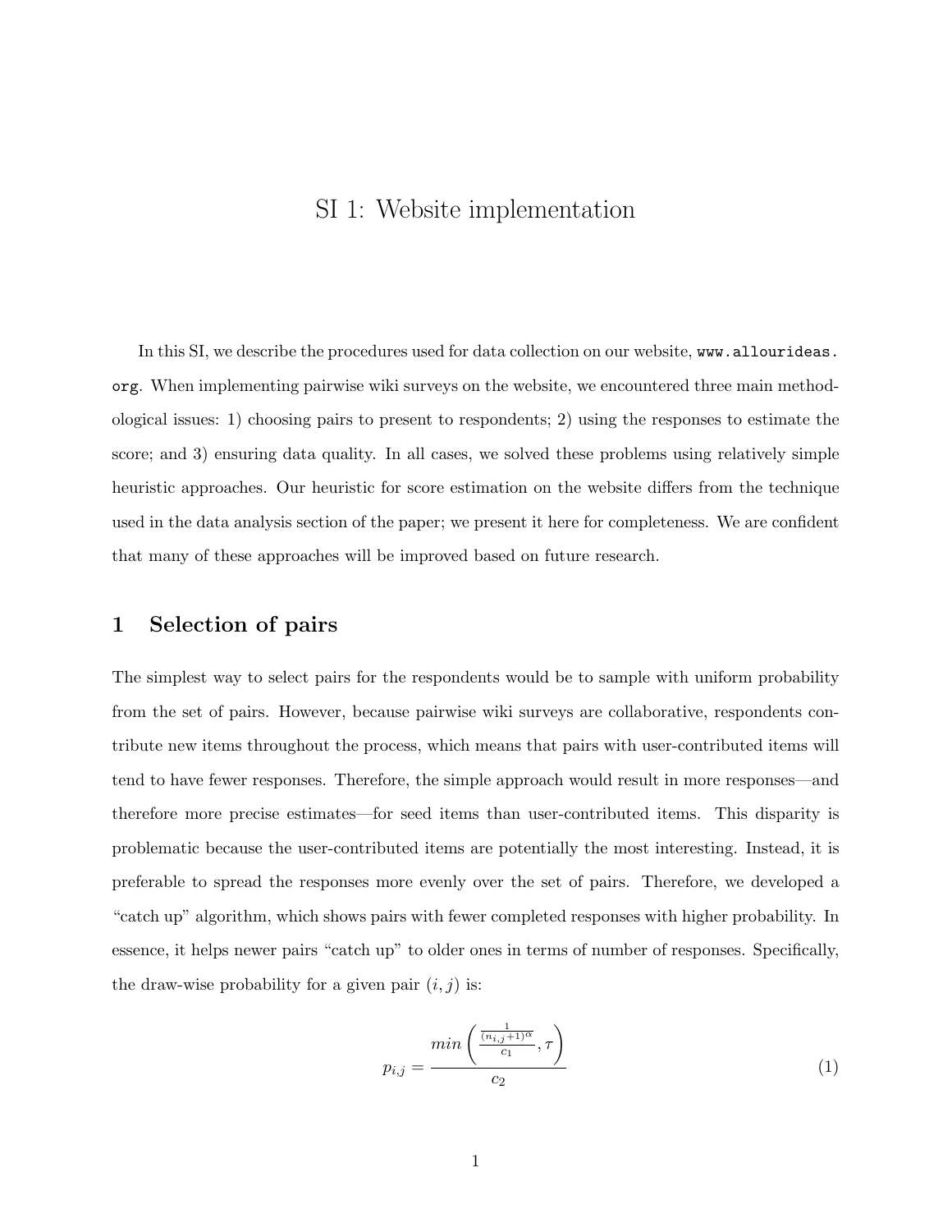# SI 1: Website implementation

In this SI, we describe the procedures used for data collection on our website, `www.allourideas.org`. When implementing pairwise wiki surveys on the website, we encountered three main methodological issues: 1) choosing pairs to present to respondents; 2) using the responses to estimate the score; and 3) ensuring data quality. In all cases, we solved these problems using relatively simple heuristic approaches. Our heuristic for score estimation on the website differs from the technique used in the data analysis section of the paper; we present it here for completeness. We are confident that many of these approaches will be improved based on future research.

## 1 Selection of pairs

The simplest way to select pairs for the respondents would be to sample with uniform probability from the set of pairs. However, because pairwise wiki surveys are collaborative, respondents contribute new items throughout the process, which means that pairs with user-contributed items will tend to have fewer responses. Therefore, the simple approach would result in more responses—and therefore more precise estimates—for seed items than user-contributed items. This disparity is problematic because the user-contributed items are potentially the most interesting. Instead, it is preferable to spread the responses more evenly over the set of pairs. Therefore, we developed a "catch up" algorithm, which shows pairs with fewer completed responses with higher probability. In essence, it helps newer pairs "catch up" to older ones in terms of number of responses. Specifically, the draw-wise probability for a given pair $(i, j)$ is:

$$p_{i,j} = \frac{min\left(\frac{\frac{1}{(n_{i,j}+1)^{\alpha}}}{c_1}, \tau\right)}{c_2} \tag{1}$$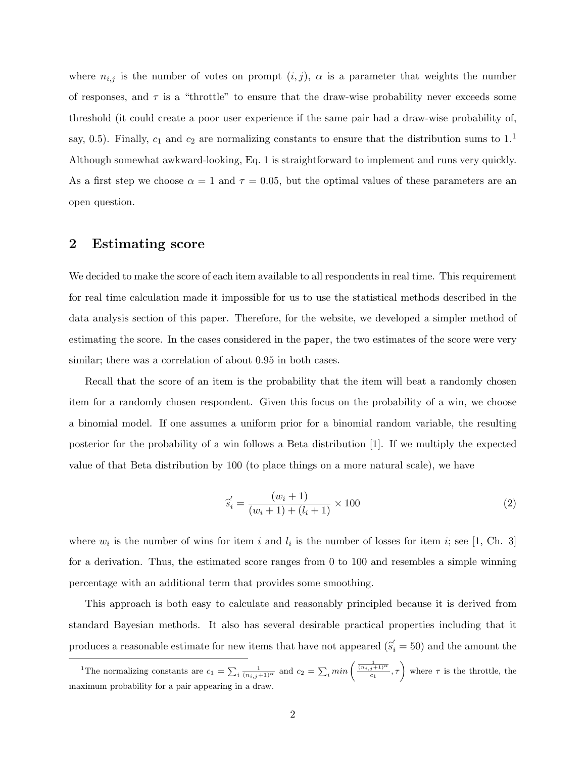where $n_{i,j}$ is the number of votes on prompt $(i, j)$, $\alpha$ is a parameter that weights the number of responses, and $\tau$ is a "throttle" to ensure that the draw-wise probability never exceeds some threshold (it could create a poor user experience if the same pair had a draw-wise probability of, say, 0.5). Finally, $c_1$ and $c_2$ are normalizing constants to ensure that the distribution sums to 1.[1] Although somewhat awkward-looking, Eq. 1 is straightforward to implement and runs very quickly. As a first step we choose $\alpha = 1$ and $\tau = 0.05$, but the optimal values of these parameters are an open question.

## 2 Estimating score

We decided to make the score of each item available to all respondents in real time. This requirement for real time calculation made it impossible for us to use the statistical methods described in the data analysis section of this paper. Therefore, for the website, we developed a simpler method of estimating the score. In the cases considered in the paper, the two estimates of the score were very similar; there was a correlation of about 0.95 in both cases.

Recall that the score of an item is the probability that the item will beat a randomly chosen item for a randomly chosen respondent. Given this focus on the probability of a win, we choose a binomial model. If one assumes a uniform prior for a binomial random variable, the resulting posterior for the probability of a win follows a Beta distribution [1]. If we multiply the expected value of that Beta distribution by 100 (to place things on a more natural scale), we have

$$\widehat{s_i'} = \frac{(w_i + 1)}{(w_i + 1) + (l_i + 1)} \times 100 \tag{2}$$

where $w_i$ is the number of wins for item $i$ and $l_i$ is the number of losses for item $i$; see [1, Ch. 3] for a derivation. Thus, the estimated score ranges from 0 to 100 and resembles a simple winning percentage with an additional term that provides some smoothing.

This approach is both easy to calculate and reasonably principled because it is derived from standard Bayesian methods. It also has several desirable practical properties including that it produces a reasonable estimate for new items that have not appeared ($\widehat{s_i'} = 50$) and the amount the

[1] The normalizing constants are $c_1 = \sum_i \frac{1}{(n_{i,j}+1)^\alpha}$ and $c_2 = \sum_i min\left(\frac{\frac{1}{(n_{i,j}+1)^\alpha}}{c_1}, \tau\right)$ where $\tau$ is the throttle, the maximum probability for a pair appearing in a draw.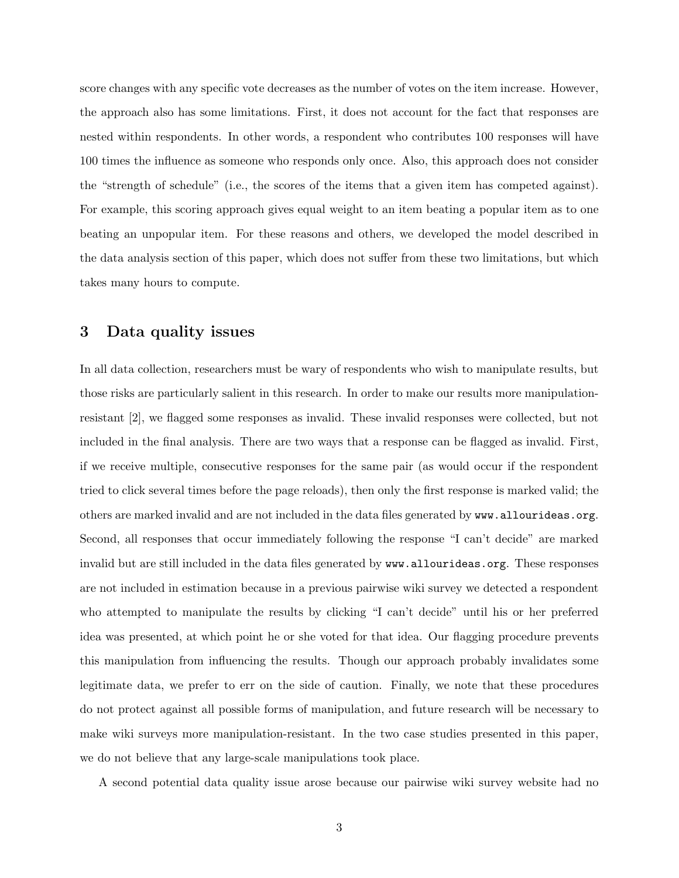score changes with any specific vote decreases as the number of votes on the item increase. However, the approach also has some limitations. First, it does not account for the fact that responses are nested within respondents. In other words, a respondent who contributes 100 responses will have 100 times the influence as someone who responds only once. Also, this approach does not consider the "strength of schedule" (i.e., the scores of the items that a given item has competed against). For example, this scoring approach gives equal weight to an item beating a popular item as to one beating an unpopular item. For these reasons and others, we developed the model described in the data analysis section of this paper, which does not suffer from these two limitations, but which takes many hours to compute.

## 3 Data quality issues

In all data collection, researchers must be wary of respondents who wish to manipulate results, but those risks are particularly salient in this research. In order to make our results more manipulation-resistant [2], we flagged some responses as invalid. These invalid responses were collected, but not included in the final analysis. There are two ways that a response can be flagged as invalid. First, if we receive multiple, consecutive responses for the same pair (as would occur if the respondent tried to click several times before the page reloads), then only the first response is marked valid; the others are marked invalid and are not included in the data files generated by `www.allourideas.org`. Second, all responses that occur immediately following the response "I can't decide" are marked invalid but are still included in the data files generated by `www.allourideas.org`. These responses are not included in estimation because in a previous pairwise wiki survey we detected a respondent who attempted to manipulate the results by clicking "I can't decide" until his or her preferred idea was presented, at which point he or she voted for that idea. Our flagging procedure prevents this manipulation from influencing the results. Though our approach probably invalidates some legitimate data, we prefer to err on the side of caution. Finally, we note that these procedures do not protect against all possible forms of manipulation, and future research will be necessary to make wiki surveys more manipulation-resistant. In the two case studies presented in this paper, we do not believe that any large-scale manipulations took place.

A second potential data quality issue arose because our pairwise wiki survey website had no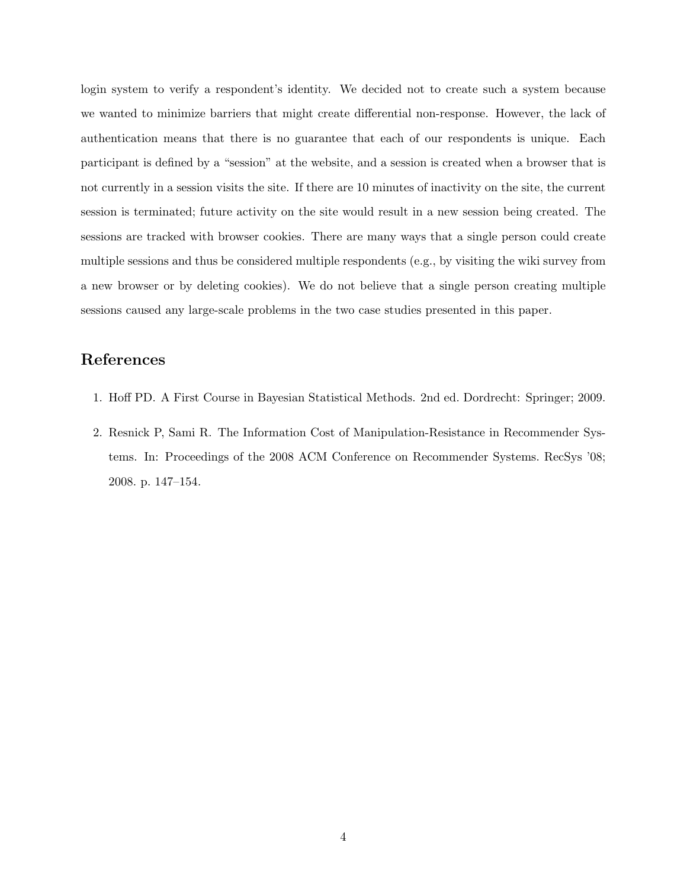login system to verify a respondent's identity. We decided not to create such a system because we wanted to minimize barriers that might create differential non-response. However, the lack of authentication means that there is no guarantee that each of our respondents is unique. Each participant is defined by a "session" at the website, and a session is created when a browser that is not currently in a session visits the site. If there are 10 minutes of inactivity on the site, the current session is terminated; future activity on the site would result in a new session being created. The sessions are tracked with browser cookies. There are many ways that a single person could create multiple sessions and thus be considered multiple respondents (e.g., by visiting the wiki survey from a new browser or by deleting cookies). We do not believe that a single person creating multiple sessions caused any large-scale problems in the two case studies presented in this paper.

## References

1. Hoff PD. A First Course in Bayesian Statistical Methods. 2nd ed. Dordrecht: Springer; 2009.
2. Resnick P, Sami R. The Information Cost of Manipulation-Resistance in Recommender Systems. In: Proceedings of the 2008 ACM Conference on Recommender Systems. RecSys '08; 2008. p. 147–154.